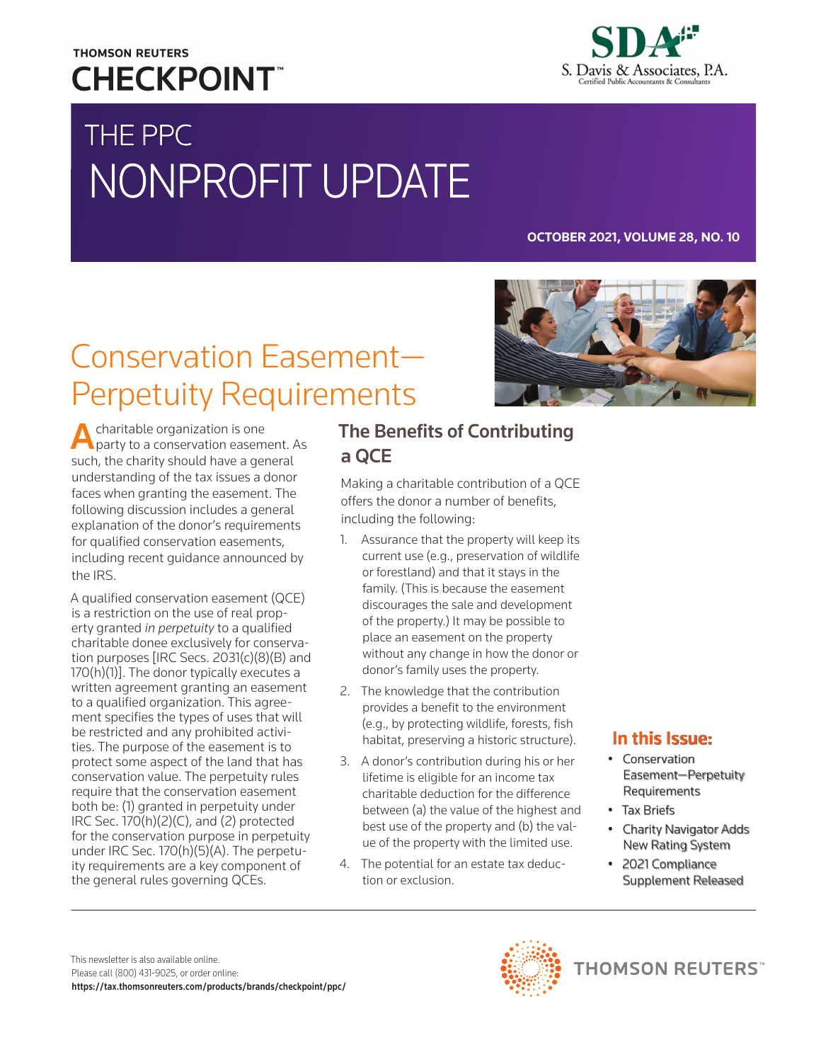THOMSON REUTERS
# CHECKPOINT™

S. Davis & Associates, P.A.
Certified Public Accountants & Consultants

# THE PPC NONPROFIT UPDATE

**OCTOBER 2021, VOLUME 28, NO. 10**

## Conservation Easement—Perpetuity Requirements

A charitable organization is one party to a conservation easement. As such, the charity should have a general understanding of the tax issues a donor faces when granting the easement. The following discussion includes a general explanation of the donor's requirements for qualified conservation easements, including recent guidance announced by the IRS.

A qualified conservation easement (QCE) is a restriction on the use of real property granted *in perpetuity* to a qualified charitable donee exclusively for conservation purposes [IRC Secs. 2031(c)(8)(B) and 170(h)(1)]. The donor typically executes a written agreement granting an easement to a qualified organization. This agreement specifies the types of uses that will be restricted and any prohibited activities. The purpose of the easement is to protect some aspect of the land that has conservation value. The perpetuity rules require that the conservation easement both be: (1) granted in perpetuity under IRC Sec. 170(h)(2)(C), and (2) protected for the conservation purpose in perpetuity under IRC Sec. 170(h)(5)(A). The perpetuity requirements are a key component of the general rules governing QCEs.

### The Benefits of Contributing a QCE

Making a charitable contribution of a QCE offers the donor a number of benefits, including the following:

1. Assurance that the property will keep its current use (e.g., preservation of wildlife or forestland) and that it stays in the family. (This is because the easement discourages the sale and development of the property.) It may be possible to place an easement on the property without any change in how the donor or donor's family uses the property.
2. The knowledge that the contribution provides a benefit to the environment (e.g., by protecting wildlife, forests, fish habitat, preserving a historic structure).
3. A donor's contribution during his or her lifetime is eligible for an income tax charitable deduction for the difference between (a) the value of the highest and best use of the property and (b) the value of the property with the limited use.
4. The potential for an estate tax deduction or exclusion.

**In this Issue:**

- Conservation Easement—Perpetuity Requirements
- Tax Briefs
- Charity Navigator Adds New Rating System
- 2021 Compliance Supplement Released

This newsletter is also available online.
Please call (800) 431-9025, or order online:
**https://tax.thomsonreuters.com/products/brands/checkpoint/ppc/**

THOMSON REUTERS™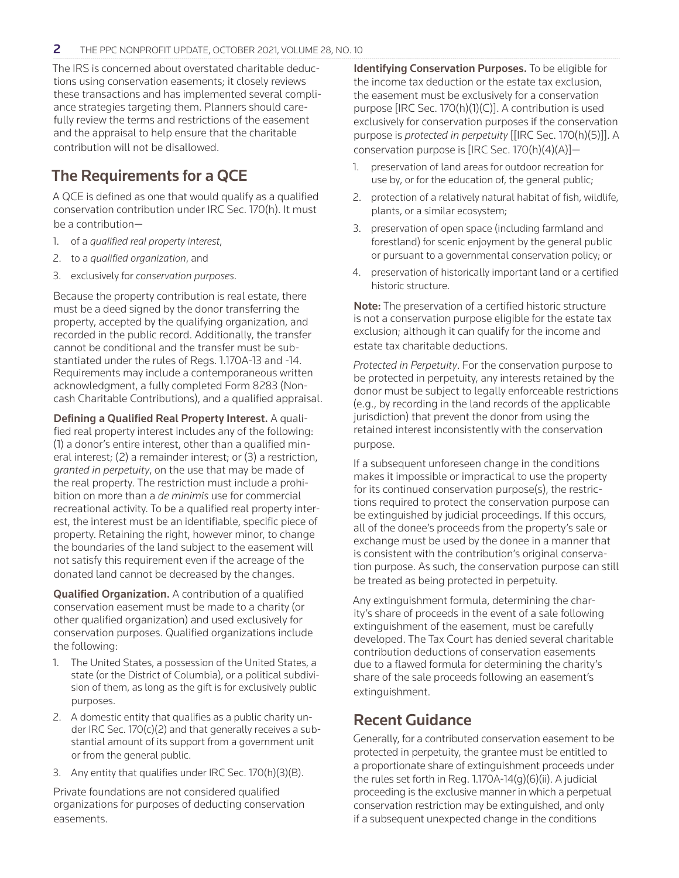The IRS is concerned about overstated charitable deductions using conservation easements; it closely reviews these transactions and has implemented several compliance strategies targeting them. Planners should carefully review the terms and restrictions of the easement and the appraisal to help ensure that the charitable contribution will not be disallowed.

## The Requirements for a QCE

A QCE is defined as one that would qualify as a qualified conservation contribution under IRC Sec. 170(h). It must be a contribution—

1. of a *qualified real property interest*,
2. to a *qualified organization*, and
3. exclusively for *conservation purposes*.

Because the property contribution is real estate, there must be a deed signed by the donor transferring the property, accepted by the qualifying organization, and recorded in the public record. Additionally, the transfer cannot be conditional and the transfer must be substantiated under the rules of Regs. 1.170A-13 and -14. Requirements may include a contemporaneous written acknowledgment, a fully completed Form 8283 (Noncash Charitable Contributions), and a qualified appraisal.

**Defining a Qualified Real Property Interest.** A qualified real property interest includes any of the following: (1) a donor's entire interest, other than a qualified mineral interest; (2) a remainder interest; or (3) a restriction, *granted in perpetuity*, on the use that may be made of the real property. The restriction must include a prohibition on more than a *de minimis* use for commercial recreational activity. To be a qualified real property interest, the interest must be an identifiable, specific piece of property. Retaining the right, however minor, to change the boundaries of the land subject to the easement will not satisfy this requirement even if the acreage of the donated land cannot be decreased by the changes.

**Qualified Organization.** A contribution of a qualified conservation easement must be made to a charity (or other qualified organization) and used exclusively for conservation purposes. Qualified organizations include the following:

1. The United States, a possession of the United States, a state (or the District of Columbia), or a political subdivision of them, as long as the gift is for exclusively public purposes.
2. A domestic entity that qualifies as a public charity under IRC Sec. 170(c)(2) and that generally receives a substantial amount of its support from a government unit or from the general public.
3. Any entity that qualifies under IRC Sec. 170(h)(3)(B).

Private foundations are not considered qualified organizations for purposes of deducting conservation easements.

**Identifying Conservation Purposes.** To be eligible for the income tax deduction or the estate tax exclusion, the easement must be exclusively for a conservation purpose [IRC Sec. 170(h)(1)(C)]. A contribution is used exclusively for conservation purposes if the conservation purpose is *protected in perpetuity* [[IRC Sec. 170(h)(5)]]. A conservation purpose is [IRC Sec. 170(h)(4)(A)]—

1. preservation of land areas for outdoor recreation for use by, or for the education of, the general public;
2. protection of a relatively natural habitat of fish, wildlife, plants, or a similar ecosystem;
3. preservation of open space (including farmland and forestland) for scenic enjoyment by the general public or pursuant to a governmental conservation policy; or
4. preservation of historically important land or a certified historic structure.

**Note:** The preservation of a certified historic structure is not a conservation purpose eligible for the estate tax exclusion; although it can qualify for the income and estate tax charitable deductions.

*Protected in Perpetuity*. For the conservation purpose to be protected in perpetuity, any interests retained by the donor must be subject to legally enforceable restrictions (e.g., by recording in the land records of the applicable jurisdiction) that prevent the donor from using the retained interest inconsistently with the conservation purpose.

If a subsequent unforeseen change in the conditions makes it impossible or impractical to use the property for its continued conservation purpose(s), the restrictions required to protect the conservation purpose can be extinguished by judicial proceedings. If this occurs, all of the donee's proceeds from the property's sale or exchange must be used by the donee in a manner that is consistent with the contribution's original conservation purpose. As such, the conservation purpose can still be treated as being protected in perpetuity.

Any extinguishment formula, determining the charity's share of proceeds in the event of a sale following extinguishment of the easement, must be carefully developed. The Tax Court has denied several charitable contribution deductions of conservation easements due to a flawed formula for determining the charity's share of the sale proceeds following an easement's extinguishment.

## Recent Guidance

Generally, for a contributed conservation easement to be protected in perpetuity, the grantee must be entitled to a proportionate share of extinguishment proceeds under the rules set forth in Reg. 1.170A-14(g)(6)(ii). A judicial proceeding is the exclusive manner in which a perpetual conservation restriction may be extinguished, and only if a subsequent unexpected change in the conditions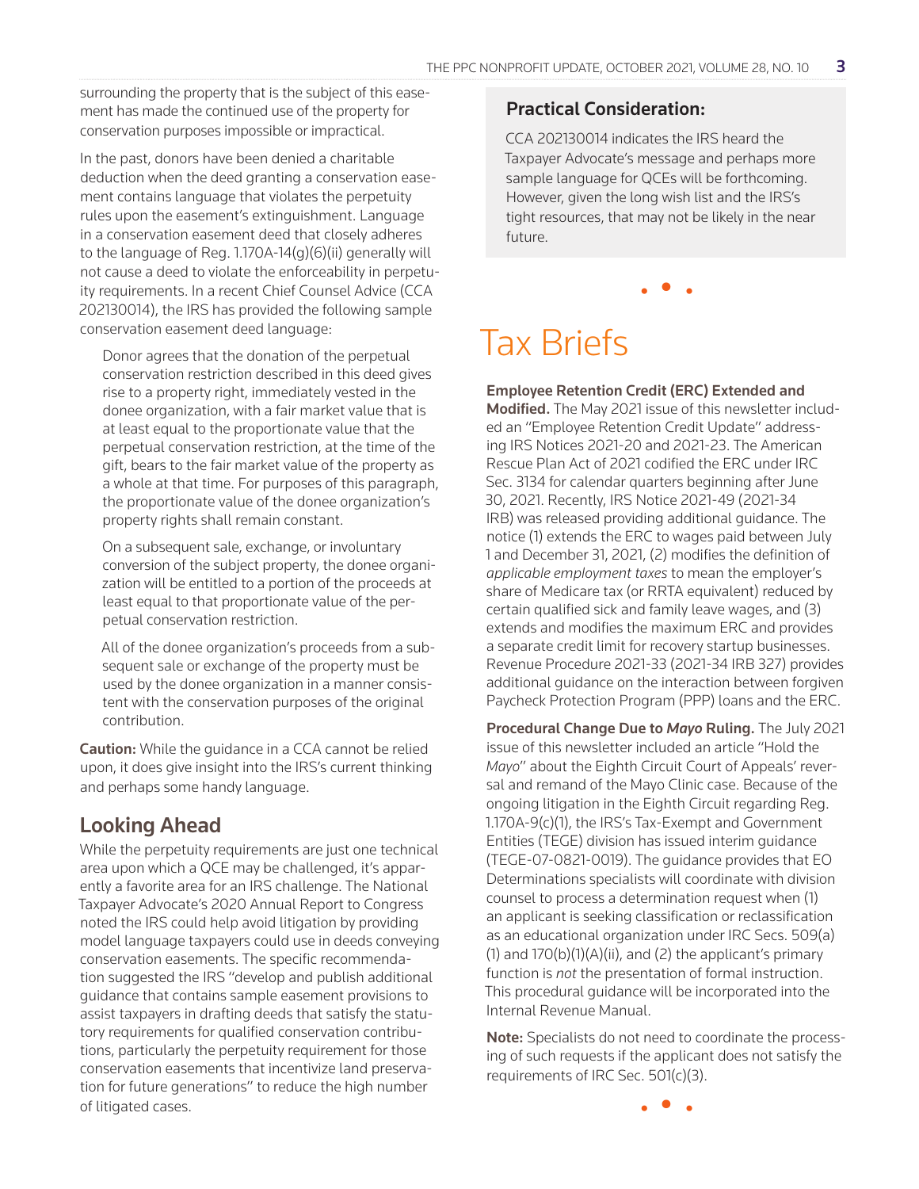surrounding the property that is the subject of this easement has made the continued use of the property for conservation purposes impossible or impractical.

In the past, donors have been denied a charitable deduction when the deed granting a conservation easement contains language that violates the perpetuity rules upon the easement's extinguishment. Language in a conservation easement deed that closely adheres to the language of Reg. 1.170A-14(g)(6)(ii) generally will not cause a deed to violate the enforceability in perpetuity requirements. In a recent Chief Counsel Advice (CCA 202130014), the IRS has provided the following sample conservation easement deed language:

> Donor agrees that the donation of the perpetual conservation restriction described in this deed gives rise to a property right, immediately vested in the donee organization, with a fair market value that is at least equal to the proportionate value that the perpetual conservation restriction, at the time of the gift, bears to the fair market value of the property as a whole at that time. For purposes of this paragraph, the proportionate value of the donee organization's property rights shall remain constant.
>
> On a subsequent sale, exchange, or involuntary conversion of the subject property, the donee organization will be entitled to a portion of the proceeds at least equal to that proportionate value of the perpetual conservation restriction.
>
> All of the donee organization's proceeds from a subsequent sale or exchange of the property must be used by the donee organization in a manner consistent with the conservation purposes of the original contribution.

**Caution:** While the guidance in a CCA cannot be relied upon, it does give insight into the IRS's current thinking and perhaps some handy language.

## Looking Ahead

While the perpetuity requirements are just one technical area upon which a QCE may be challenged, it's apparently a favorite area for an IRS challenge. The National Taxpayer Advocate's 2020 Annual Report to Congress noted the IRS could help avoid litigation by providing model language taxpayers could use in deeds conveying conservation easements. The specific recommendation suggested the IRS "develop and publish additional guidance that contains sample easement provisions to assist taxpayers in drafting deeds that satisfy the statutory requirements for qualified conservation contributions, particularly the perpetuity requirement for those conservation easements that incentivize land preservation for future generations" to reduce the high number of litigated cases.

### Practical Consideration:

CCA 202130014 indicates the IRS heard the Taxpayer Advocate's message and perhaps more sample language for QCEs will be forthcoming. However, given the long wish list and the IRS's tight resources, that may not be likely in the near future.

# Tax Briefs

**Employee Retention Credit (ERC) Extended and Modified.** The May 2021 issue of this newsletter included an "Employee Retention Credit Update" addressing IRS Notices 2021-20 and 2021-23. The American Rescue Plan Act of 2021 codified the ERC under IRC Sec. 3134 for calendar quarters beginning after June 30, 2021. Recently, IRS Notice 2021-49 (2021-34 IRB) was released providing additional guidance. The notice (1) extends the ERC to wages paid between July 1 and December 31, 2021, (2) modifies the definition of *applicable employment taxes* to mean the employer's share of Medicare tax (or RRTA equivalent) reduced by certain qualified sick and family leave wages, and (3) extends and modifies the maximum ERC and provides a separate credit limit for recovery startup businesses. Revenue Procedure 2021-33 (2021-34 IRB 327) provides additional guidance on the interaction between forgiven Paycheck Protection Program (PPP) loans and the ERC.

**Procedural Change Due to *Mayo* Ruling.** The July 2021 issue of this newsletter included an article "Hold the *Mayo*" about the Eighth Circuit Court of Appeals' reversal and remand of the Mayo Clinic case. Because of the ongoing litigation in the Eighth Circuit regarding Reg. 1.170A-9(c)(1), the IRS's Tax-Exempt and Government Entities (TEGE) division has issued interim guidance (TEGE-07-0821-0019). The guidance provides that EO Determinations specialists will coordinate with division counsel to process a determination request when (1) an applicant is seeking classification or reclassification as an educational organization under IRC Secs. 509(a)(1) and 170(b)(1)(A)(ii), and (2) the applicant's primary function is *not* the presentation of formal instruction. This procedural guidance will be incorporated into the Internal Revenue Manual.

**Note:** Specialists do not need to coordinate the processing of such requests if the applicant does not satisfy the requirements of IRC Sec. 501(c)(3).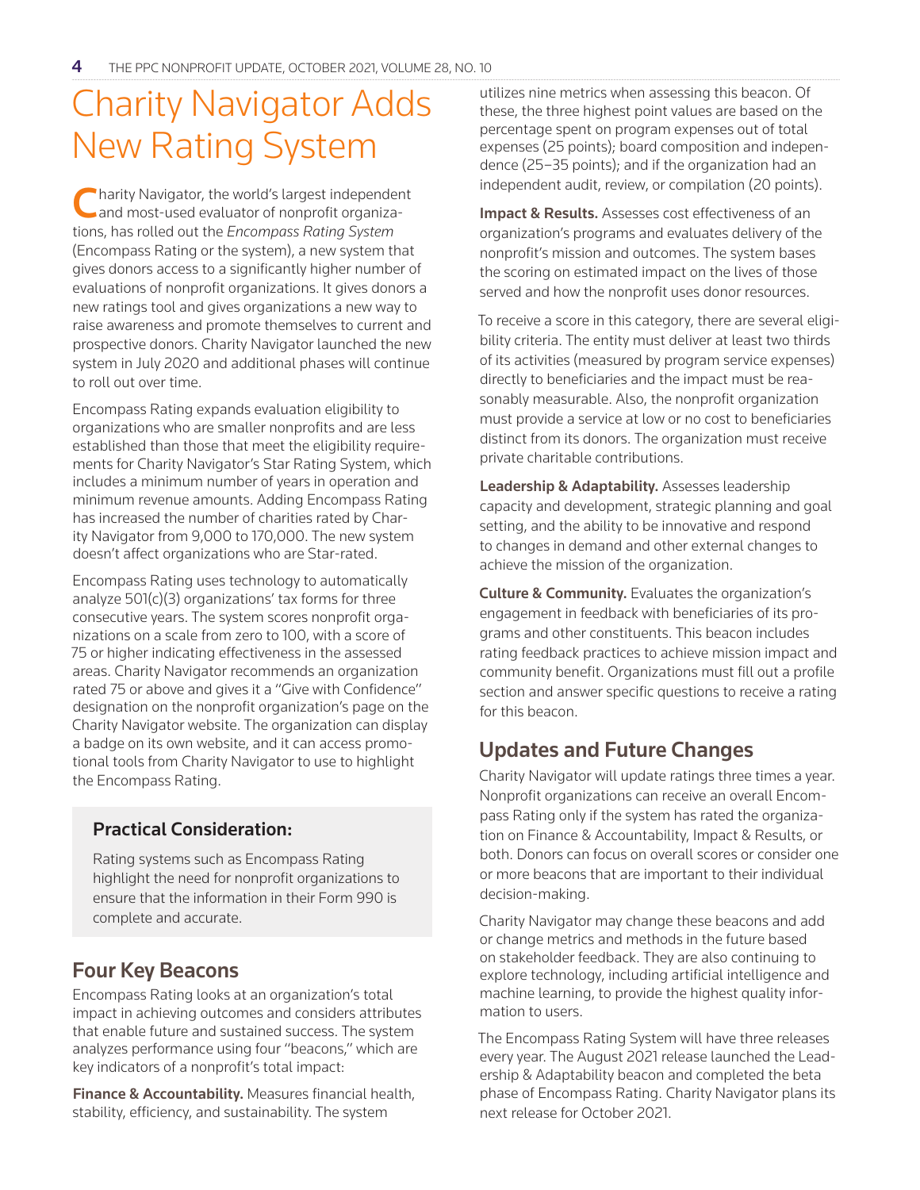# Charity Navigator Adds New Rating System

Charity Navigator, the world's largest independent and most-used evaluator of nonprofit organizations, has rolled out the *Encompass Rating System* (Encompass Rating or the system), a new system that gives donors access to a significantly higher number of evaluations of nonprofit organizations. It gives donors a new ratings tool and gives organizations a new way to raise awareness and promote themselves to current and prospective donors. Charity Navigator launched the new system in July 2020 and additional phases will continue to roll out over time.

Encompass Rating expands evaluation eligibility to organizations who are smaller nonprofits and are less established than those that meet the eligibility requirements for Charity Navigator's Star Rating System, which includes a minimum number of years in operation and minimum revenue amounts. Adding Encompass Rating has increased the number of charities rated by Charity Navigator from 9,000 to 170,000. The new system doesn't affect organizations who are Star-rated.

Encompass Rating uses technology to automatically analyze 501(c)(3) organizations' tax forms for three consecutive years. The system scores nonprofit organizations on a scale from zero to 100, with a score of 75 or higher indicating effectiveness in the assessed areas. Charity Navigator recommends an organization rated 75 or above and gives it a "Give with Confidence" designation on the nonprofit organization's page on the Charity Navigator website. The organization can display a badge on its own website, and it can access promotional tools from Charity Navigator to use to highlight the Encompass Rating.

### Practical Consideration:

Rating systems such as Encompass Rating highlight the need for nonprofit organizations to ensure that the information in their Form 990 is complete and accurate.

## Four Key Beacons

Encompass Rating looks at an organization's total impact in achieving outcomes and considers attributes that enable future and sustained success. The system analyzes performance using four "beacons," which are key indicators of a nonprofit's total impact:

**Finance & Accountability.** Measures financial health, stability, efficiency, and sustainability. The system utilizes nine metrics when assessing this beacon. Of these, the three highest point values are based on the percentage spent on program expenses out of total expenses (25 points); board composition and independence (25–35 points); and if the organization had an independent audit, review, or compilation (20 points).

**Impact & Results.** Assesses cost effectiveness of an organization's programs and evaluates delivery of the nonprofit's mission and outcomes. The system bases the scoring on estimated impact on the lives of those served and how the nonprofit uses donor resources.

To receive a score in this category, there are several eligibility criteria. The entity must deliver at least two thirds of its activities (measured by program service expenses) directly to beneficiaries and the impact must be reasonably measurable. Also, the nonprofit organization must provide a service at low or no cost to beneficiaries distinct from its donors. The organization must receive private charitable contributions.

**Leadership & Adaptability.** Assesses leadership capacity and development, strategic planning and goal setting, and the ability to be innovative and respond to changes in demand and other external changes to achieve the mission of the organization.

**Culture & Community.** Evaluates the organization's engagement in feedback with beneficiaries of its programs and other constituents. This beacon includes rating feedback practices to achieve mission impact and community benefit. Organizations must fill out a profile section and answer specific questions to receive a rating for this beacon.

## Updates and Future Changes

Charity Navigator will update ratings three times a year. Nonprofit organizations can receive an overall Encompass Rating only if the system has rated the organization on Finance & Accountability, Impact & Results, or both. Donors can focus on overall scores or consider one or more beacons that are important to their individual decision-making.

Charity Navigator may change these beacons and add or change metrics and methods in the future based on stakeholder feedback. They are also continuing to explore technology, including artificial intelligence and machine learning, to provide the highest quality information to users.

The Encompass Rating System will have three releases every year. The August 2021 release launched the Leadership & Adaptability beacon and completed the beta phase of Encompass Rating. Charity Navigator plans its next release for October 2021.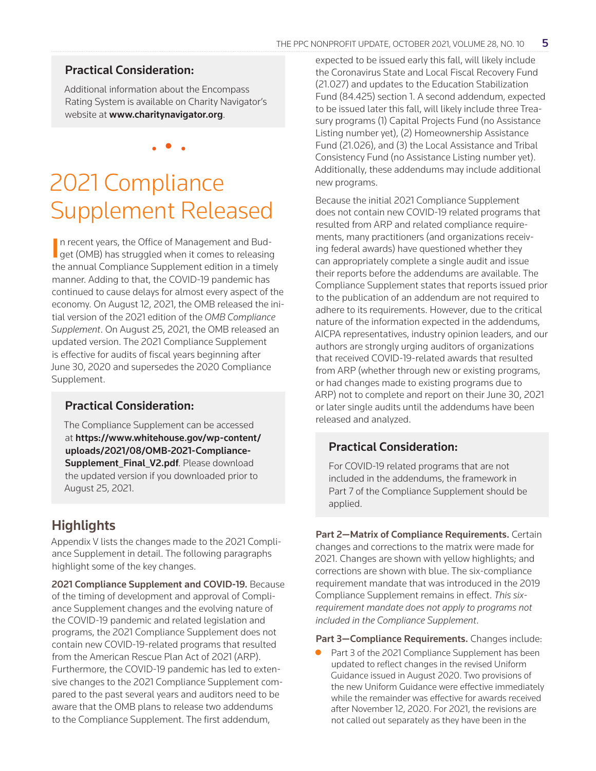### Practical Consideration:

Additional information about the Encompass Rating System is available on Charity Navigator's website at **www.charitynavigator.org**.

• • •

# 2021 Compliance Supplement Released

In recent years, the Office of Management and Budget (OMB) has struggled when it comes to releasing the annual Compliance Supplement edition in a timely manner. Adding to that, the COVID-19 pandemic has continued to cause delays for almost every aspect of the economy. On August 12, 2021, the OMB released the initial version of the 2021 edition of the *OMB Compliance Supplement*. On August 25, 2021, the OMB released an updated version. The 2021 Compliance Supplement is effective for audits of fiscal years beginning after June 30, 2020 and supersedes the 2020 Compliance Supplement.

### Practical Consideration:

The Compliance Supplement can be accessed at **https://www.whitehouse.gov/wp-content/uploads/2021/08/OMB-2021-Compliance-Supplement_Final_V2.pdf**. Please download the updated version if you downloaded prior to August 25, 2021.

## Highlights

Appendix V lists the changes made to the 2021 Compliance Supplement in detail. The following paragraphs highlight some of the key changes.

**2021 Compliance Supplement and COVID-19.** Because of the timing of development and approval of Compliance Supplement changes and the evolving nature of the COVID-19 pandemic and related legislation and programs, the 2021 Compliance Supplement does not contain new COVID-19-related programs that resulted from the American Rescue Plan Act of 2021 (ARP). Furthermore, the COVID-19 pandemic has led to extensive changes to the 2021 Compliance Supplement compared to the past several years and auditors need to be aware that the OMB plans to release two addendums to the Compliance Supplement. The first addendum, expected to be issued early this fall, will likely include the Coronavirus State and Local Fiscal Recovery Fund (21.027) and updates to the Education Stabilization Fund (84.425) section 1. A second addendum, expected to be issued later this fall, will likely include three Treasury programs (1) Capital Projects Fund (no Assistance Listing number yet), (2) Homeownership Assistance Fund (21.026), and (3) the Local Assistance and Tribal Consistency Fund (no Assistance Listing number yet). Additionally, these addendums may include additional new programs.

Because the initial 2021 Compliance Supplement does not contain new COVID-19 related programs that resulted from ARP and related compliance requirements, many practitioners (and organizations receiving federal awards) have questioned whether they can appropriately complete a single audit and issue their reports before the addendums are available. The Compliance Supplement states that reports issued prior to the publication of an addendum are not required to adhere to its requirements. However, due to the critical nature of the information expected in the addendums, AICPA representatives, industry opinion leaders, and our authors are strongly urging auditors of organizations that received COVID-19-related awards that resulted from ARP (whether through new or existing programs, or had changes made to existing programs due to ARP) not to complete and report on their June 30, 2021 or later single audits until the addendums have been released and analyzed.

### Practical Consideration:

For COVID-19 related programs that are not included in the addendums, the framework in Part 7 of the Compliance Supplement should be applied.

**Part 2—Matrix of Compliance Requirements.** Certain changes and corrections to the matrix were made for 2021. Changes are shown with yellow highlights; and corrections are shown with blue. The six-compliance requirement mandate that was introduced in the 2019 Compliance Supplement remains in effect. *This six-requirement mandate does not apply to programs not included in the Compliance Supplement.*

**Part 3—Compliance Requirements.** Changes include:

- Part 3 of the 2021 Compliance Supplement has been updated to reflect changes in the revised Uniform Guidance issued in August 2020. Two provisions of the new Uniform Guidance were effective immediately while the remainder was effective for awards received after November 12, 2020. For 2021, the revisions are not called out separately as they have been in the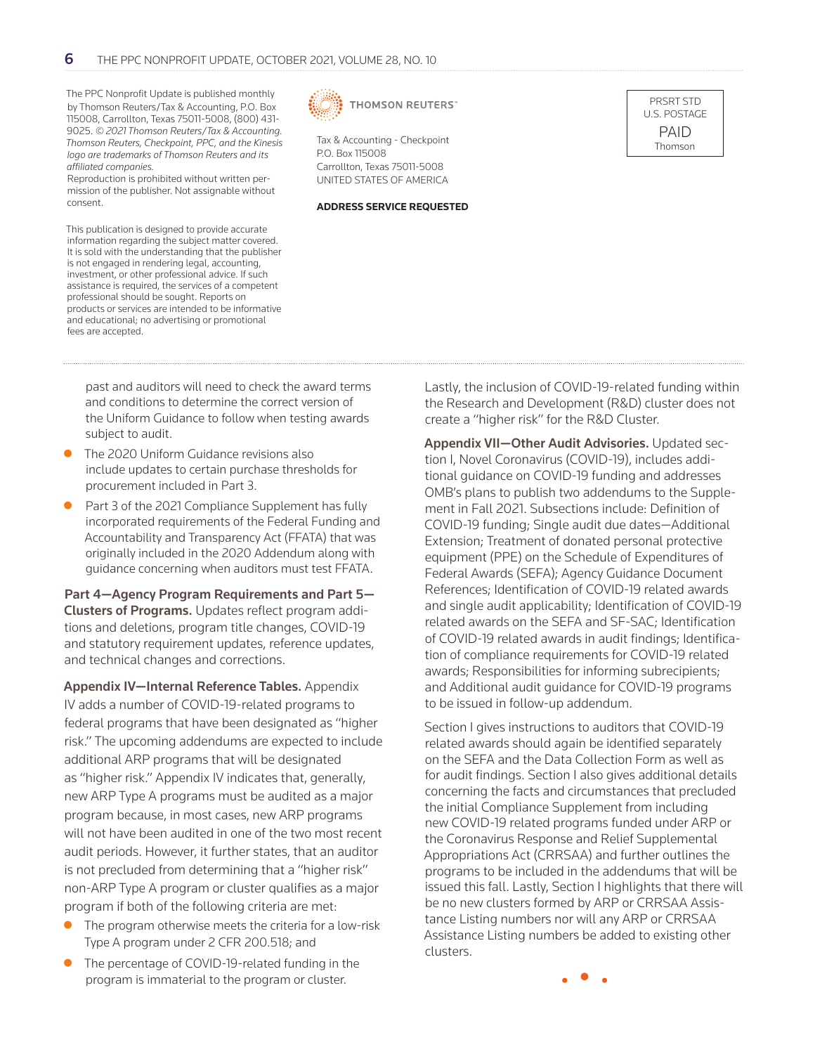The PPC Nonprofit Update is published monthly by Thomson Reuters/Tax & Accounting, P.O. Box 115008, Carrollton, Texas 75011-5008, (800) 431-9025. *© 2021 Thomson Reuters/Tax & Accounting. Thomson Reuters, Checkpoint, PPC, and the Kinesis logo are trademarks of Thomson Reuters and its affiliated companies.*
Reproduction is prohibited without written permission of the publisher. Not assignable without consent.

This publication is designed to provide accurate information regarding the subject matter covered. It is sold with the understanding that the publisher is not engaged in rendering legal, accounting, investment, or other professional advice. If such assistance is required, the services of a competent professional should be sought. Reports on products or services are intended to be informative and educational; no advertising or promotional fees are accepted.

THOMSON REUTERS™

Tax & Accounting - Checkpoint
P.O. Box 115008
Carrollton, Texas 75011-5008
UNITED STATES OF AMERICA

**ADDRESS SERVICE REQUESTED**

PRSRT STD
U.S. POSTAGE
PAID
Thomson

past and auditors will need to check the award terms and conditions to determine the correct version of the Uniform Guidance to follow when testing awards subject to audit.

- The 2020 Uniform Guidance revisions also include updates to certain purchase thresholds for procurement included in Part 3.
- Part 3 of the 2021 Compliance Supplement has fully incorporated requirements of the Federal Funding and Accountability and Transparency Act (FFATA) that was originally included in the 2020 Addendum along with guidance concerning when auditors must test FFATA.

**Part 4—Agency Program Requirements and Part 5—Clusters of Programs.** Updates reflect program additions and deletions, program title changes, COVID-19 and statutory requirement updates, reference updates, and technical changes and corrections.

**Appendix IV—Internal Reference Tables.** Appendix IV adds a number of COVID-19-related programs to federal programs that have been designated as "higher risk." The upcoming addendums are expected to include additional ARP programs that will be designated as "higher risk." Appendix IV indicates that, generally, new ARP Type A programs must be audited as a major program because, in most cases, new ARP programs will not have been audited in one of the two most recent audit periods. However, it further states, that an auditor is not precluded from determining that a "higher risk" non-ARP Type A program or cluster qualifies as a major program if both of the following criteria are met:

- The program otherwise meets the criteria for a low-risk Type A program under 2 CFR 200.518; and
- The percentage of COVID-19-related funding in the program is immaterial to the program or cluster.

Lastly, the inclusion of COVID-19-related funding within the Research and Development (R&D) cluster does not create a "higher risk" for the R&D Cluster.

**Appendix VII—Other Audit Advisories.** Updated section I, Novel Coronavirus (COVID-19), includes additional guidance on COVID-19 funding and addresses OMB's plans to publish two addendums to the Supplement in Fall 2021. Subsections include: Definition of COVID-19 funding; Single audit due dates—Additional Extension; Treatment of donated personal protective equipment (PPE) on the Schedule of Expenditures of Federal Awards (SEFA); Agency Guidance Document References; Identification of COVID-19 related awards and single audit applicability; Identification of COVID-19 related awards on the SEFA and SF-SAC; Identification of COVID-19 related awards in audit findings; Identification of compliance requirements for COVID-19 related awards; Responsibilities for informing subrecipients; and Additional audit guidance for COVID-19 programs to be issued in follow-up addendum.

Section I gives instructions to auditors that COVID-19 related awards should again be identified separately on the SEFA and the Data Collection Form as well as for audit findings. Section I also gives additional details concerning the facts and circumstances that precluded the initial Compliance Supplement from including new COVID-19 related programs funded under ARP or the Coronavirus Response and Relief Supplemental Appropriations Act (CRRSAA) and further outlines the programs to be included in the addendums that will be issued this fall. Lastly, Section I highlights that there will be no new clusters formed by ARP or CRRSAA Assistance Listing numbers nor will any ARP or CRRSAA Assistance Listing numbers be added to existing other clusters.